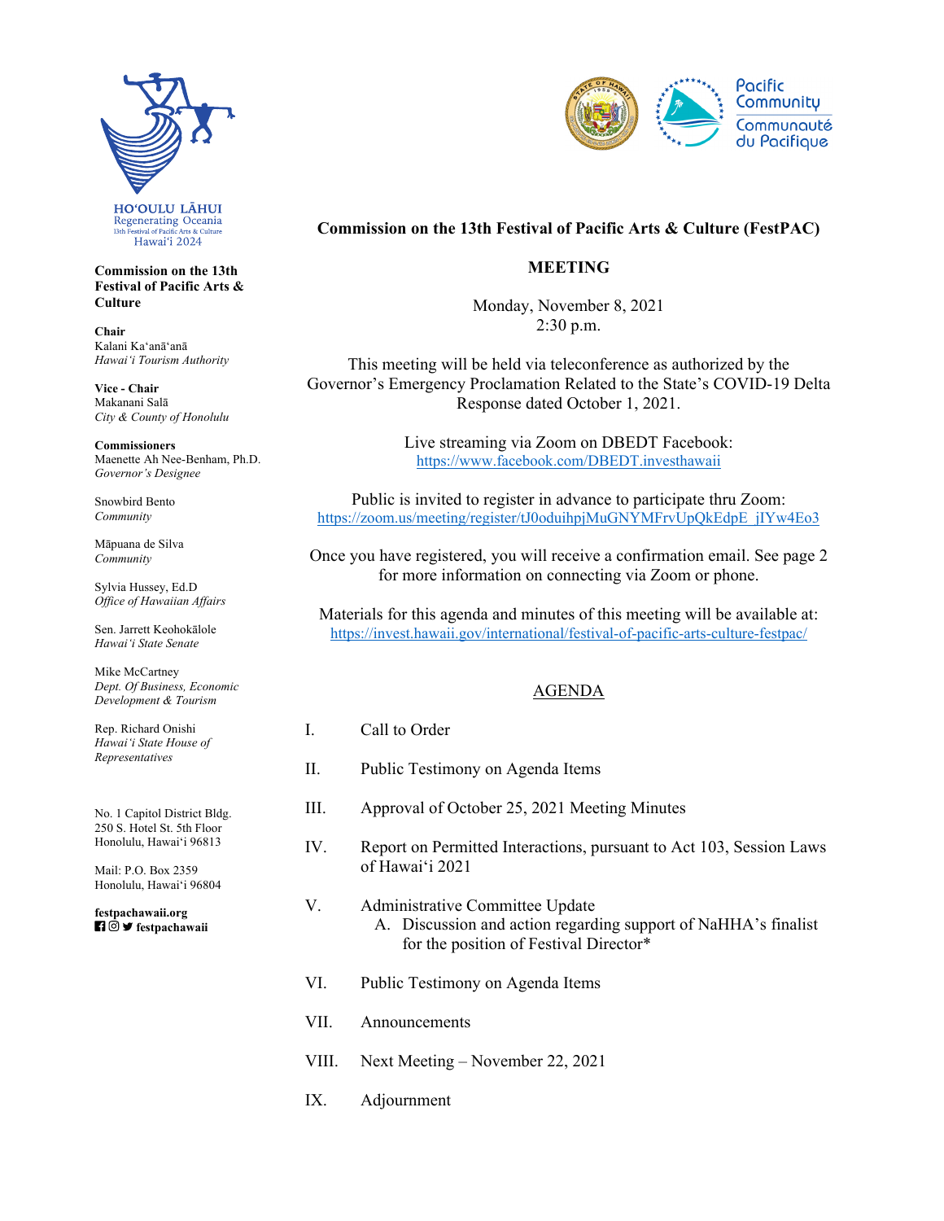HOʻOULU LĀHUI
Regenerating Oceania
13th Festival of Pacific Arts & Culture
Hawaiʻi 2024

Pacific Community
Communauté du Pacifique

**Commission on the 13th Festival of Pacific Arts & Culture**

**Chair**
Kalani Kaʻanāʻanā
*Hawaiʻi Tourism Authority*

**Vice - Chair**
Makanani Salā
*City & County of Honolulu*

**Commissioners**
Maenette Ah Nee-Benham, Ph.D.
*Governor's Designee*

Snowbird Bento
*Community*

Māpuana de Silva
*Community*

Sylvia Hussey, Ed.D
*Office of Hawaiian Affairs*

Sen. Jarrett Keohokālole
*Hawaiʻi State Senate*

Mike McCartney
*Dept. Of Business, Economic Development & Tourism*

Rep. Richard Onishi
*Hawaiʻi State House of Representatives*

No. 1 Capitol District Bldg.
250 S. Hotel St. 5th Floor
Honolulu, Hawaiʻi 96813

Mail: P.O. Box 2359
Honolulu, Hawaiʻi 96804

**festpachawaii.org**
**festpachawaii**

## Commission on the 13th Festival of Pacific Arts & Culture (FestPAC)

## MEETING

Monday, November 8, 2021
2:30 p.m.

This meeting will be held via teleconference as authorized by the Governor's Emergency Proclamation Related to the State's COVID-19 Delta Response dated October 1, 2021.

Live streaming via Zoom on DBEDT Facebook:
https://www.facebook.com/DBEDT.investhawaii

Public is invited to register in advance to participate thru Zoom:
https://zoom.us/meeting/register/tJ0oduihpjMuGNYMFrvUpQkEdpE_jIYw4Eo3

Once you have registered, you will receive a confirmation email. See page 2 for more information on connecting via Zoom or phone.

Materials for this agenda and minutes of this meeting will be available at:
https://invest.hawaii.gov/international/festival-of-pacific-arts-culture-festpac/

## AGENDA

I. Call to Order

II. Public Testimony on Agenda Items

III. Approval of October 25, 2021 Meeting Minutes

IV. Report on Permitted Interactions, pursuant to Act 103, Session Laws of Hawaiʻi 2021

V. Administrative Committee Update
   A. Discussion and action regarding support of NaHHA's finalist for the position of Festival Director*

VI. Public Testimony on Agenda Items

VII. Announcements

VIII. Next Meeting – November 22, 2021

IX. Adjournment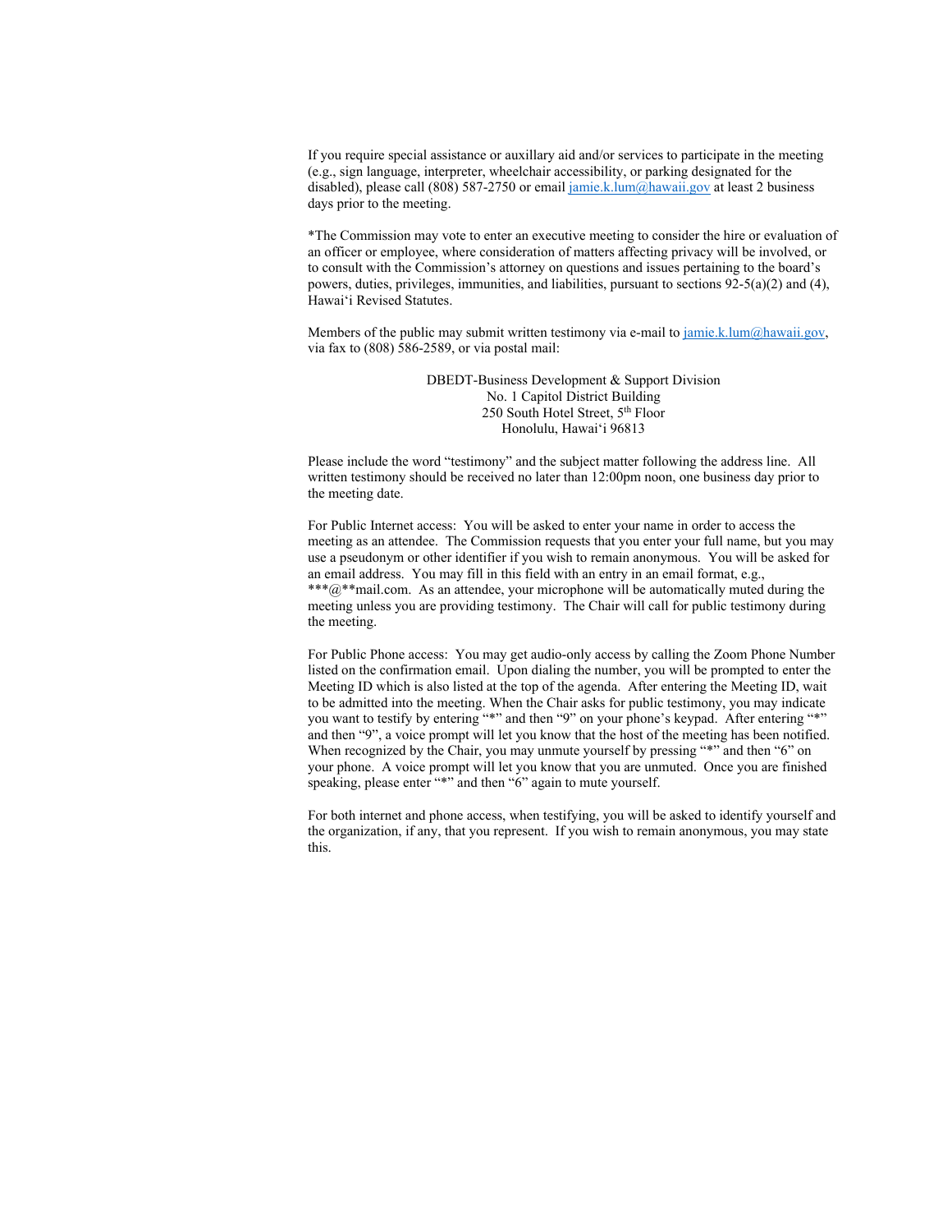If you require special assistance or auxillary aid and/or services to participate in the meeting (e.g., sign language, interpreter, wheelchair accessibility, or parking designated for the disabled), please call (808) 587-2750 or email jamie.k.lum@hawaii.gov at least 2 business days prior to the meeting.

*The Commission may vote to enter an executive meeting to consider the hire or evaluation of an officer or employee, where consideration of matters affecting privacy will be involved, or to consult with the Commission's attorney on questions and issues pertaining to the board's powers, duties, privileges, immunities, and liabilities, pursuant to sections 92-5(a)(2) and (4), Hawai'i Revised Statutes.

Members of the public may submit written testimony via e-mail to jamie.k.lum@hawaii.gov, via fax to (808) 586-2589, or via postal mail:

DBEDT-Business Development & Support Division
No. 1 Capitol District Building
250 South Hotel Street, 5th Floor
Honolulu, Hawai'i 96813

Please include the word "testimony" and the subject matter following the address line. All written testimony should be received no later than 12:00pm noon, one business day prior to the meeting date.

For Public Internet access: You will be asked to enter your name in order to access the meeting as an attendee. The Commission requests that you enter your full name, but you may use a pseudonym or other identifier if you wish to remain anonymous. You will be asked for an email address. You may fill in this field with an entry in an email format, e.g., ***@**mail.com. As an attendee, your microphone will be automatically muted during the meeting unless you are providing testimony. The Chair will call for public testimony during the meeting.

For Public Phone access: You may get audio-only access by calling the Zoom Phone Number listed on the confirmation email. Upon dialing the number, you will be prompted to enter the Meeting ID which is also listed at the top of the agenda. After entering the Meeting ID, wait to be admitted into the meeting. When the Chair asks for public testimony, you may indicate you want to testify by entering "*" and then "9" on your phone's keypad. After entering "*" and then "9", a voice prompt will let you know that the host of the meeting has been notified. When recognized by the Chair, you may unmute yourself by pressing "*" and then "6" on your phone. A voice prompt will let you know that you are unmuted. Once you are finished speaking, please enter "*" and then "6" again to mute yourself.

For both internet and phone access, when testifying, you will be asked to identify yourself and the organization, if any, that you represent. If you wish to remain anonymous, you may state this.